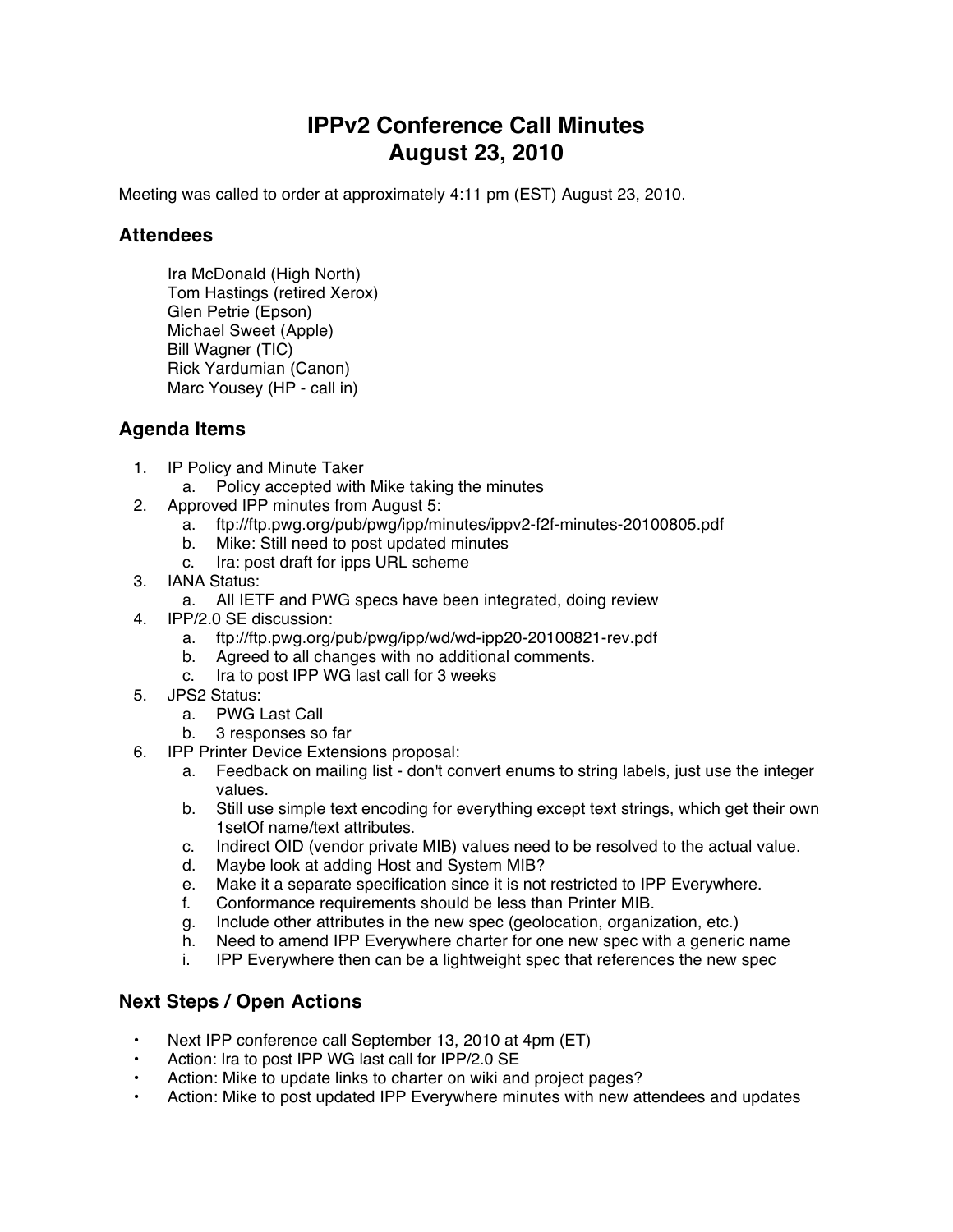# IPPv2 Conference Call Minutes
# August 23, 2010

Meeting was called to order at approximately 4:11 pm (EST) August 23, 2010.

## Attendees

Ira McDonald (High North)
Tom Hastings (retired Xerox)
Glen Petrie (Epson)
Michael Sweet (Apple)
Bill Wagner (TIC)
Rick Yardumian (Canon)
Marc Yousey (HP - call in)

## Agenda Items

1. IP Policy and Minute Taker
   a. Policy accepted with Mike taking the minutes
2. Approved IPP minutes from August 5:
   a. ftp://ftp.pwg.org/pub/pwg/ipp/minutes/ippv2-f2f-minutes-20100805.pdf
   b. Mike: Still need to post updated minutes
   c. Ira: post draft for ipps URL scheme
3. IANA Status:
   a. All IETF and PWG specs have been integrated, doing review
4. IPP/2.0 SE discussion:
   a. ftp://ftp.pwg.org/pub/pwg/ipp/wd/wd-ipp20-20100821-rev.pdf
   b. Agreed to all changes with no additional comments.
   c. Ira to post IPP WG last call for 3 weeks
5. JPS2 Status:
   a. PWG Last Call
   b. 3 responses so far
6. IPP Printer Device Extensions proposal:
   a. Feedback on mailing list - don't convert enums to string labels, just use the integer values.
   b. Still use simple text encoding for everything except text strings, which get their own 1setOf name/text attributes.
   c. Indirect OID (vendor private MIB) values need to be resolved to the actual value.
   d. Maybe look at adding Host and System MIB?
   e. Make it a separate specification since it is not restricted to IPP Everywhere.
   f. Conformance requirements should be less than Printer MIB.
   g. Include other attributes in the new spec (geolocation, organization, etc.)
   h. Need to amend IPP Everywhere charter for one new spec with a generic name
   i. IPP Everywhere then can be a lightweight spec that references the new spec

## Next Steps / Open Actions

- Next IPP conference call September 13, 2010 at 4pm (ET)
- Action: Ira to post IPP WG last call for IPP/2.0 SE
- Action: Mike to update links to charter on wiki and project pages?
- Action: Mike to post updated IPP Everywhere minutes with new attendees and updates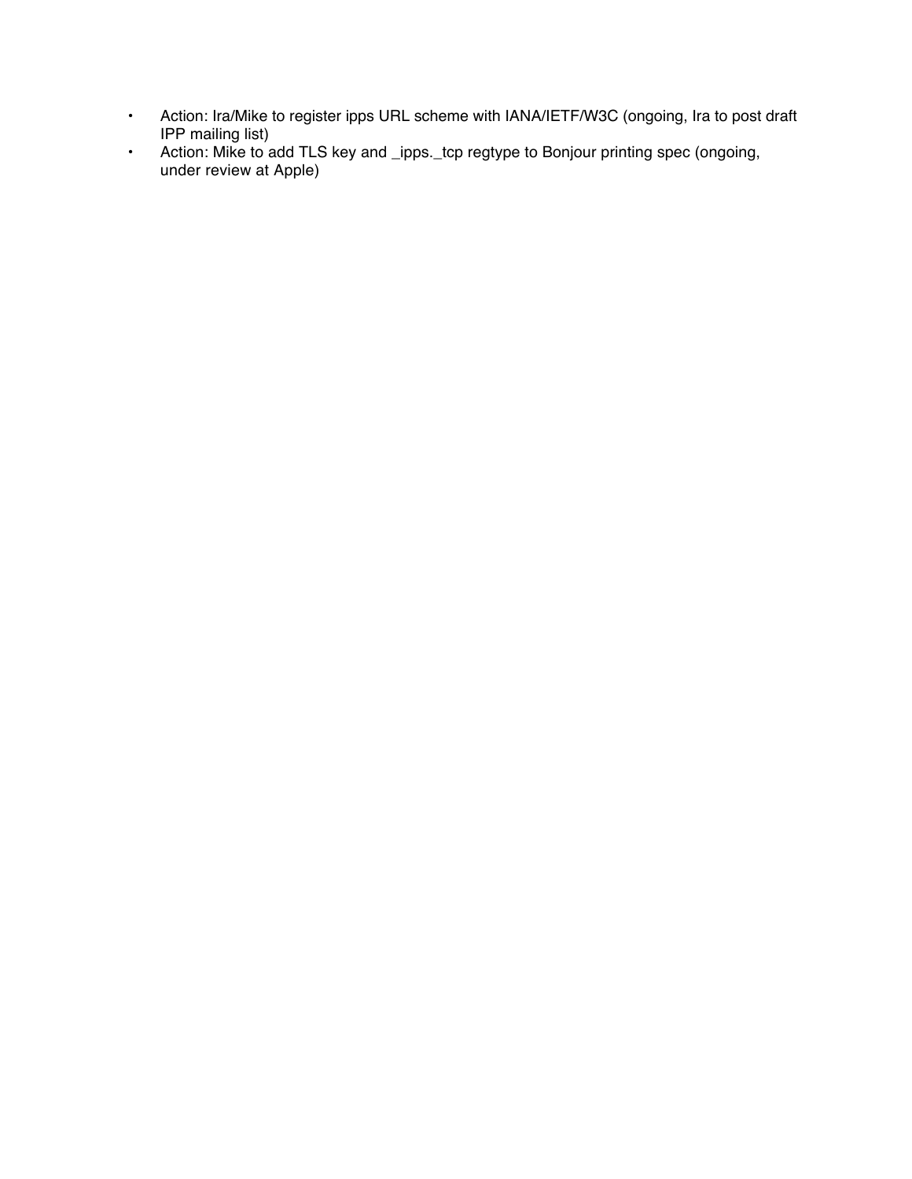- Action: Ira/Mike to register ipps URL scheme with IANA/IETF/W3C (ongoing, Ira to post draft IPP mailing list)
- Action: Mike to add TLS key and _ipps._tcp regtype to Bonjour printing spec (ongoing, under review at Apple)